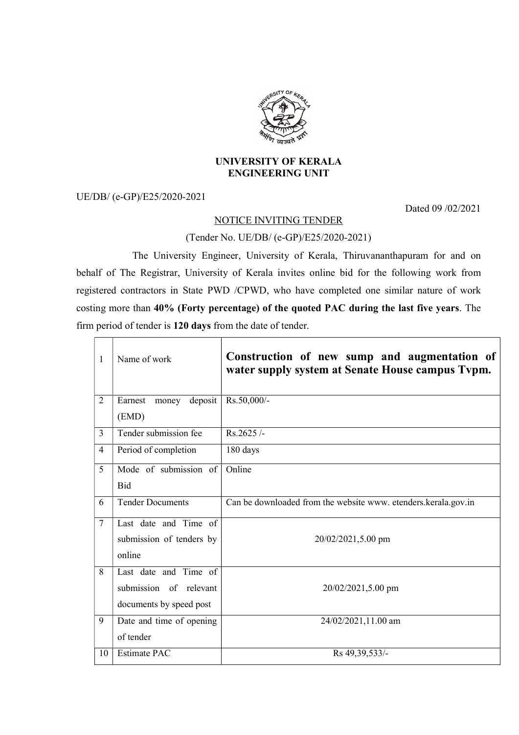# UNIVERSITY OF KERALA
## ENGINEERING UNIT

UE/DB/ (e-GP)/E25/2020-2021

Dated 09 /02/2021

NOTICE INVITING TENDER

(Tender No. UE/DB/ (e-GP)/E25/2020-2021)

The University Engineer, University of Kerala, Thiruvananthapuram for and on behalf of The Registrar, University of Kerala invites online bid for the following work from registered contractors in State PWD /CPWD, who have completed one similar nature of work costing more than **40% (Forty percentage) of the quoted PAC during the last five years**. The firm period of tender is **120 days** from the date of tender.

| | | |
|---|---|---|
| 1 | Name of work | **Construction of new sump and augmentation of water supply system at Senate House campus Tvpm.** |
| 2 | Earnest money deposit (EMD) | Rs.50,000/- |
| 3 | Tender submission fee | Rs.2625 /- |
| 4 | Period of completion | 180 days |
| 5 | Mode of submission of Bid | Online |
| 6 | Tender Documents | Can be downloaded from the website www. etenders.kerala.gov.in |
| 7 | Last date and Time of submission of tenders by online | 20/02/2021,5.00 pm |
| 8 | Last date and Time of submission of relevant documents by speed post | 20/02/2021,5.00 pm |
| 9 | Date and time of opening of tender | 24/02/2021,11.00 am |
| 10 | Estimate PAC | Rs 49,39,533/- |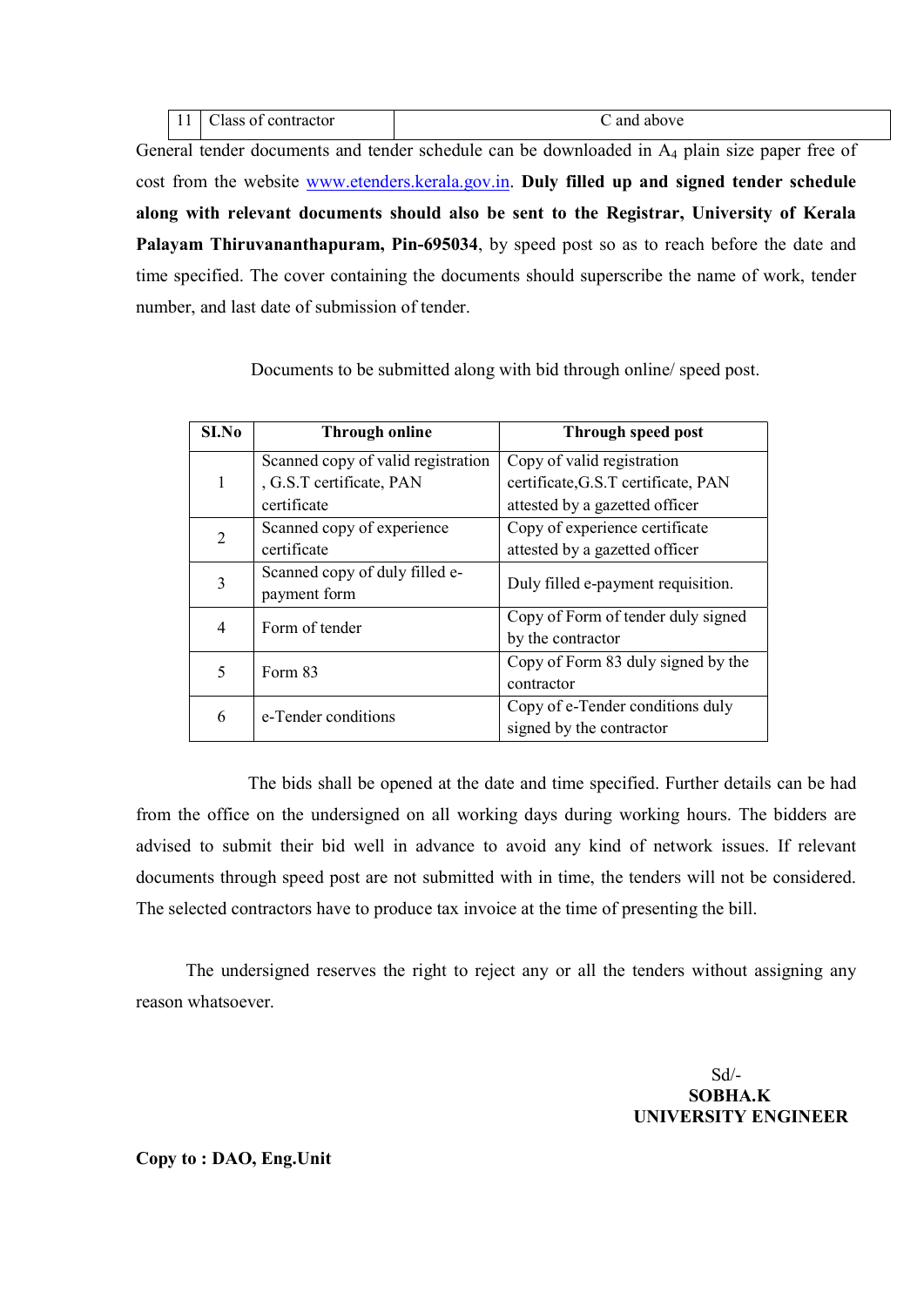| | | |
|---|---|---|
| 11 | Class of contractor | C and above |

General tender documents and tender schedule can be downloaded in $A_4$ plain size paper free of cost from the website www.etenders.kerala.gov.in. **Duly filled up and signed tender schedule along with relevant documents should also be sent to the Registrar, University of Kerala Palayam Thiruvananthapuram, Pin-695034**, by speed post so as to reach before the date and time specified. The cover containing the documents should superscribe the name of work, tender number, and last date of submission of tender.

Documents to be submitted along with bid through online/ speed post.

| SI.No | Through online | Through speed post |
|---|---|---|
| 1 | Scanned copy of valid registration , G.S.T certificate, PAN certificate | Copy of valid registration certificate,G.S.T certificate, PAN attested by a gazetted officer |
| 2 | Scanned copy of experience certificate | Copy of experience certificate attested by a gazetted officer |
| 3 | Scanned copy of duly filled e-payment form | Duly filled e-payment requisition. |
| 4 | Form of tender | Copy of Form of tender duly signed by the contractor |
| 5 | Form 83 | Copy of Form 83 duly signed by the contractor |
| 6 | e-Tender conditions | Copy of e-Tender conditions duly signed by the contractor |

The bids shall be opened at the date and time specified. Further details can be had from the office on the undersigned on all working days during working hours. The bidders are advised to submit their bid well in advance to avoid any kind of network issues. If relevant documents through speed post are not submitted with in time, the tenders will not be considered. The selected contractors have to produce tax invoice at the time of presenting the bill.

The undersigned reserves the right to reject any or all the tenders without assigning any reason whatsoever.

Sd/-
**SOBHA.K**
**UNIVERSITY ENGINEER**

**Copy to : DAO, Eng.Unit**